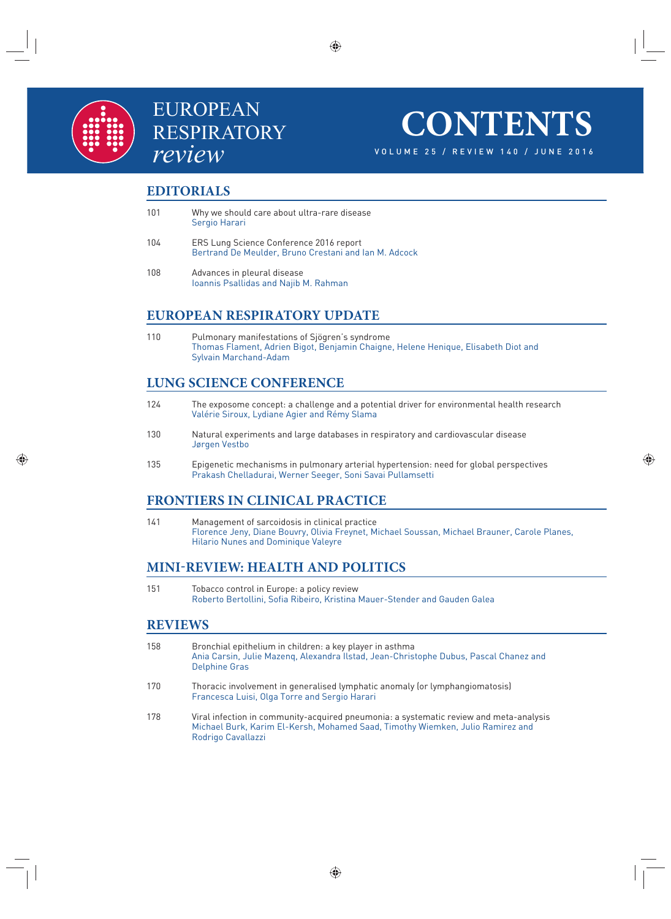# EUROPEAN RESPIRATORY *review*

# CONTENTS

VOLUME 25 / REVIEW 140 / JUNE 2016

## EDITORIALS

101 Why we should care about ultra-rare disease
Sergio Harari

104 ERS Lung Science Conference 2016 report
Bertrand De Meulder, Bruno Crestani and Ian M. Adcock

108 Advances in pleural disease
Ioannis Psallidas and Najib M. Rahman

## EUROPEAN RESPIRATORY UPDATE

110 Pulmonary manifestations of Sjögren's syndrome
Thomas Flament, Adrien Bigot, Benjamin Chaigne, Helene Henique, Elisabeth Diot and Sylvain Marchand-Adam

## LUNG SCIENCE CONFERENCE

124 The exposome concept: a challenge and a potential driver for environmental health research
Valérie Siroux, Lydiane Agier and Rémy Slama

130 Natural experiments and large databases in respiratory and cardiovascular disease
Jørgen Vestbo

135 Epigenetic mechanisms in pulmonary arterial hypertension: need for global perspectives
Prakash Chelladurai, Werner Seeger, Soni Savai Pullamsetti

## FRONTIERS IN CLINICAL PRACTICE

141 Management of sarcoidosis in clinical practice
Florence Jeny, Diane Bouvry, Olivia Freynet, Michael Soussan, Michael Brauner, Carole Planes, Hilario Nunes and Dominique Valeyre

## MINI-REVIEW: HEALTH AND POLITICS

151 Tobacco control in Europe: a policy review
Roberto Bertollini, Sofia Ribeiro, Kristina Mauer-Stender and Gauden Galea

## REVIEWS

158 Bronchial epithelium in children: a key player in asthma
Ania Carsin, Julie Mazenq, Alexandra Ilstad, Jean-Christophe Dubus, Pascal Chanez and Delphine Gras

170 Thoracic involvement in generalised lymphatic anomaly (or lymphangiomatosis)
Francesca Luisi, Olga Torre and Sergio Harari

178 Viral infection in community-acquired pneumonia: a systematic review and meta-analysis
Michael Burk, Karim El-Kersh, Mohamed Saad, Timothy Wiemken, Julio Ramirez and Rodrigo Cavallazzi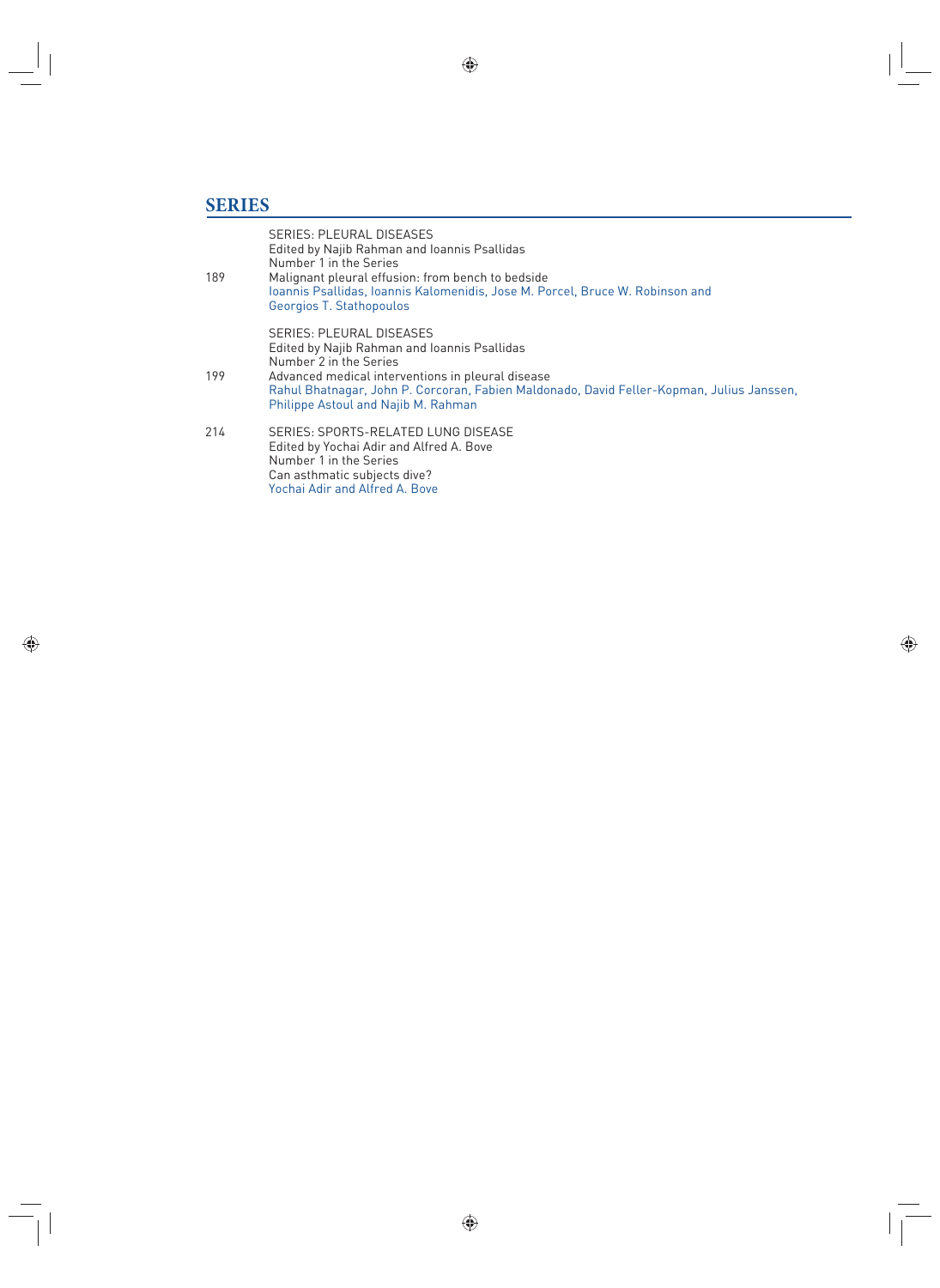## SERIES

SERIES: PLEURAL DISEASES
Edited by Najib Rahman and Ioannis Psallidas
Number 1 in the Series

189 Malignant pleural effusion: from bench to bedside
Ioannis Psallidas, Ioannis Kalomenidis, Jose M. Porcel, Bruce W. Robinson and Georgios T. Stathopoulos

SERIES: PLEURAL DISEASES
Edited by Najib Rahman and Ioannis Psallidas
Number 2 in the Series

199 Advanced medical interventions in pleural disease
Rahul Bhatnagar, John P. Corcoran, Fabien Maldonado, David Feller-Kopman, Julius Janssen, Philippe Astoul and Najib M. Rahman

214 SERIES: SPORTS-RELATED LUNG DISEASE
Edited by Yochai Adir and Alfred A. Bove
Number 1 in the Series
Can asthmatic subjects dive?
Yochai Adir and Alfred A. Bove